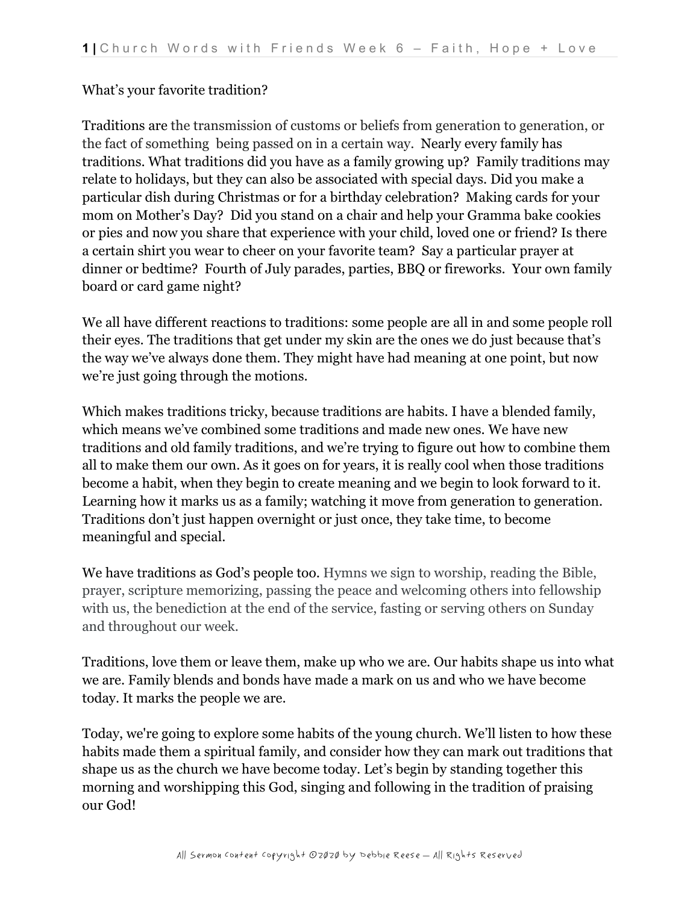What's your favorite tradition?

Traditions are the transmission of customs or beliefs from generation to generation, or the fact of something being passed on in a certain way. Nearly every family has traditions. What traditions did you have as a family growing up? Family traditions may relate to holidays, but they can also be associated with special days. Did you make a particular dish during Christmas or for a birthday celebration? Making cards for your mom on Mother's Day? Did you stand on a chair and help your Gramma bake cookies or pies and now you share that experience with your child, loved one or friend? Is there a certain shirt you wear to cheer on your favorite team? Say a particular prayer at dinner or bedtime? Fourth of July parades, parties, BBQ or fireworks. Your own family board or card game night?

We all have different reactions to traditions: some people are all in and some people roll their eyes. The traditions that get under my skin are the ones we do just because that's the way we've always done them. They might have had meaning at one point, but now we're just going through the motions.

Which makes traditions tricky, because traditions are habits. I have a blended family, which means we've combined some traditions and made new ones. We have new traditions and old family traditions, and we're trying to figure out how to combine them all to make them our own. As it goes on for years, it is really cool when those traditions become a habit, when they begin to create meaning and we begin to look forward to it. Learning how it marks us as a family; watching it move from generation to generation. Traditions don't just happen overnight or just once, they take time, to become meaningful and special.

We have traditions as God's people too. Hymns we sign to worship, reading the Bible, prayer, scripture memorizing, passing the peace and welcoming others into fellowship with us, the benediction at the end of the service, fasting or serving others on Sunday and throughout our week.

Traditions, love them or leave them, make up who we are. Our habits shape us into what we are. Family blends and bonds have made a mark on us and who we have become today. It marks the people we are.

Today, we're going to explore some habits of the young church. We'll listen to how these habits made them a spiritual family, and consider how they can mark out traditions that shape us as the church we have become today. Let's begin by standing together this morning and worshipping this God, singing and following in the tradition of praising our God!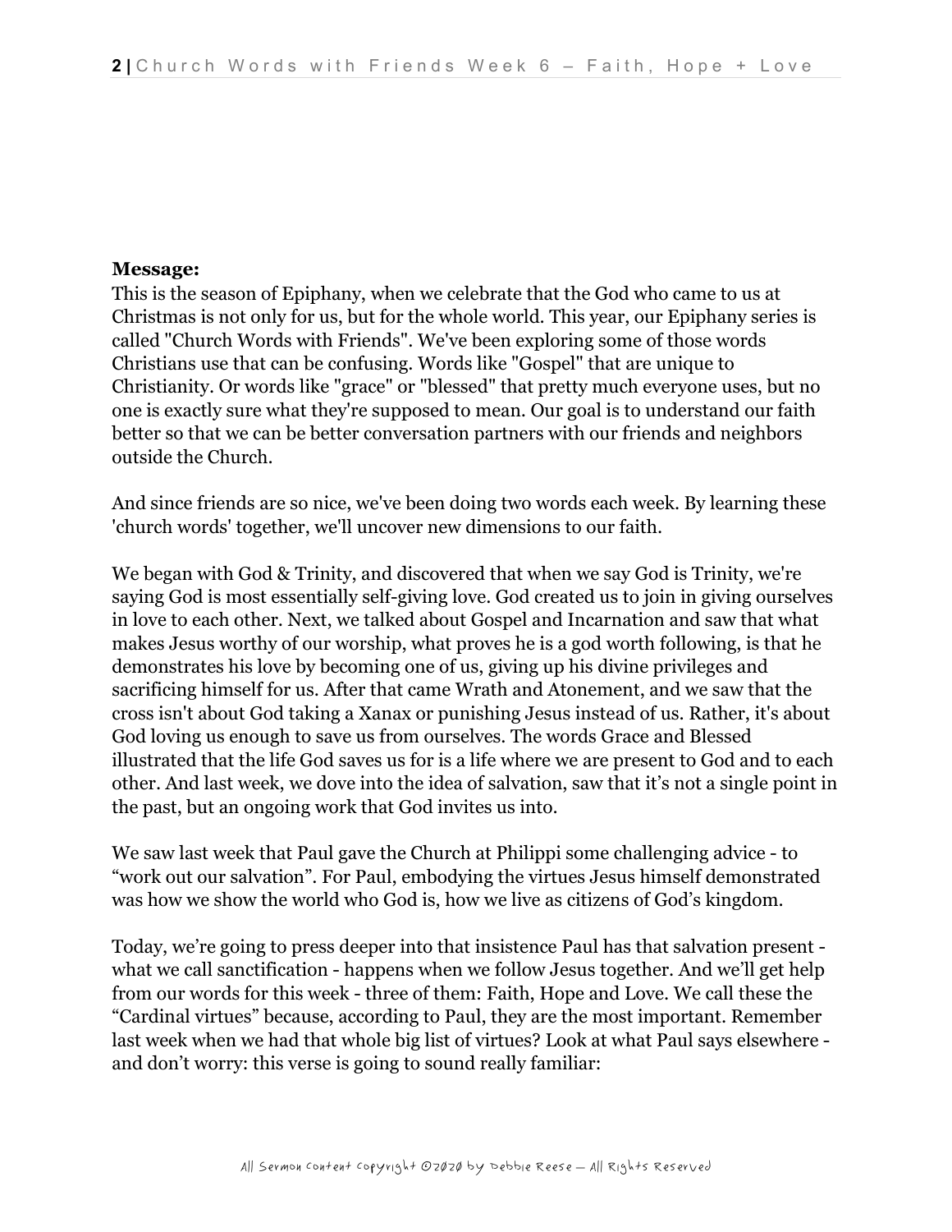**Message:**

This is the season of Epiphany, when we celebrate that the God who came to us at Christmas is not only for us, but for the whole world. This year, our Epiphany series is called "Church Words with Friends". We've been exploring some of those words Christians use that can be confusing. Words like "Gospel" that are unique to Christianity. Or words like "grace" or "blessed" that pretty much everyone uses, but no one is exactly sure what they're supposed to mean. Our goal is to understand our faith better so that we can be better conversation partners with our friends and neighbors outside the Church.

And since friends are so nice, we've been doing two words each week. By learning these 'church words' together, we'll uncover new dimensions to our faith.

We began with God & Trinity, and discovered that when we say God is Trinity, we're saying God is most essentially self-giving love. God created us to join in giving ourselves in love to each other. Next, we talked about Gospel and Incarnation and saw that what makes Jesus worthy of our worship, what proves he is a god worth following, is that he demonstrates his love by becoming one of us, giving up his divine privileges and sacrificing himself for us. After that came Wrath and Atonement, and we saw that the cross isn't about God taking a Xanax or punishing Jesus instead of us. Rather, it's about God loving us enough to save us from ourselves. The words Grace and Blessed illustrated that the life God saves us for is a life where we are present to God and to each other. And last week, we dove into the idea of salvation, saw that it's not a single point in the past, but an ongoing work that God invites us into.

We saw last week that Paul gave the Church at Philippi some challenging advice - to "work out our salvation". For Paul, embodying the virtues Jesus himself demonstrated was how we show the world who God is, how we live as citizens of God's kingdom.

Today, we're going to press deeper into that insistence Paul has that salvation present - what we call sanctification - happens when we follow Jesus together. And we'll get help from our words for this week - three of them: Faith, Hope and Love. We call these the "Cardinal virtues" because, according to Paul, they are the most important. Remember last week when we had that whole big list of virtues? Look at what Paul says elsewhere - and don't worry: this verse is going to sound really familiar: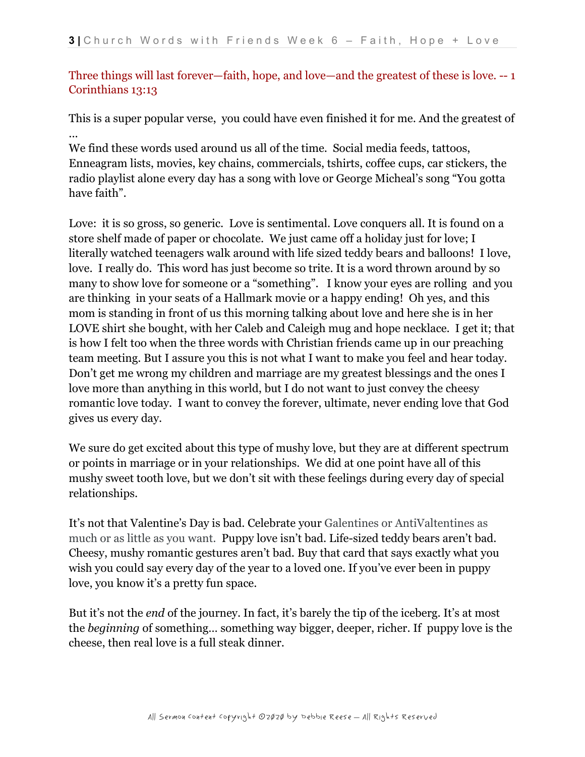Three things will last forever—faith, hope, and love—and the greatest of these is love. -- 1 Corinthians 13:13

This is a super popular verse, you could have even finished it for me. And the greatest of ...

We find these words used around us all of the time. Social media feeds, tattoos, Enneagram lists, movies, key chains, commercials, tshirts, coffee cups, car stickers, the radio playlist alone every day has a song with love or George Micheal's song "You gotta have faith".

Love: it is so gross, so generic. Love is sentimental. Love conquers all. It is found on a store shelf made of paper or chocolate. We just came off a holiday just for love; I literally watched teenagers walk around with life sized teddy bears and balloons! I love, love. I really do. This word has just become so trite. It is a word thrown around by so many to show love for someone or a "something". I know your eyes are rolling and you are thinking in your seats of a Hallmark movie or a happy ending! Oh yes, and this mom is standing in front of us this morning talking about love and here she is in her LOVE shirt she bought, with her Caleb and Caleigh mug and hope necklace. I get it; that is how I felt too when the three words with Christian friends came up in our preaching team meeting. But I assure you this is not what I want to make you feel and hear today. Don't get me wrong my children and marriage are my greatest blessings and the ones I love more than anything in this world, but I do not want to just convey the cheesy romantic love today. I want to convey the forever, ultimate, never ending love that God gives us every day.

We sure do get excited about this type of mushy love, but they are at different spectrum or points in marriage or in your relationships. We did at one point have all of this mushy sweet tooth love, but we don't sit with these feelings during every day of special relationships.

It's not that Valentine's Day is bad. Celebrate your Galentines or AntiValtentines as much or as little as you want. Puppy love isn't bad. Life-sized teddy bears aren't bad. Cheesy, mushy romantic gestures aren't bad. Buy that card that says exactly what you wish you could say every day of the year to a loved one. If you've ever been in puppy love, you know it's a pretty fun space.

But it's not the *end* of the journey. In fact, it's barely the tip of the iceberg. It's at most the *beginning* of something… something way bigger, deeper, richer. If puppy love is the cheese, then real love is a full steak dinner.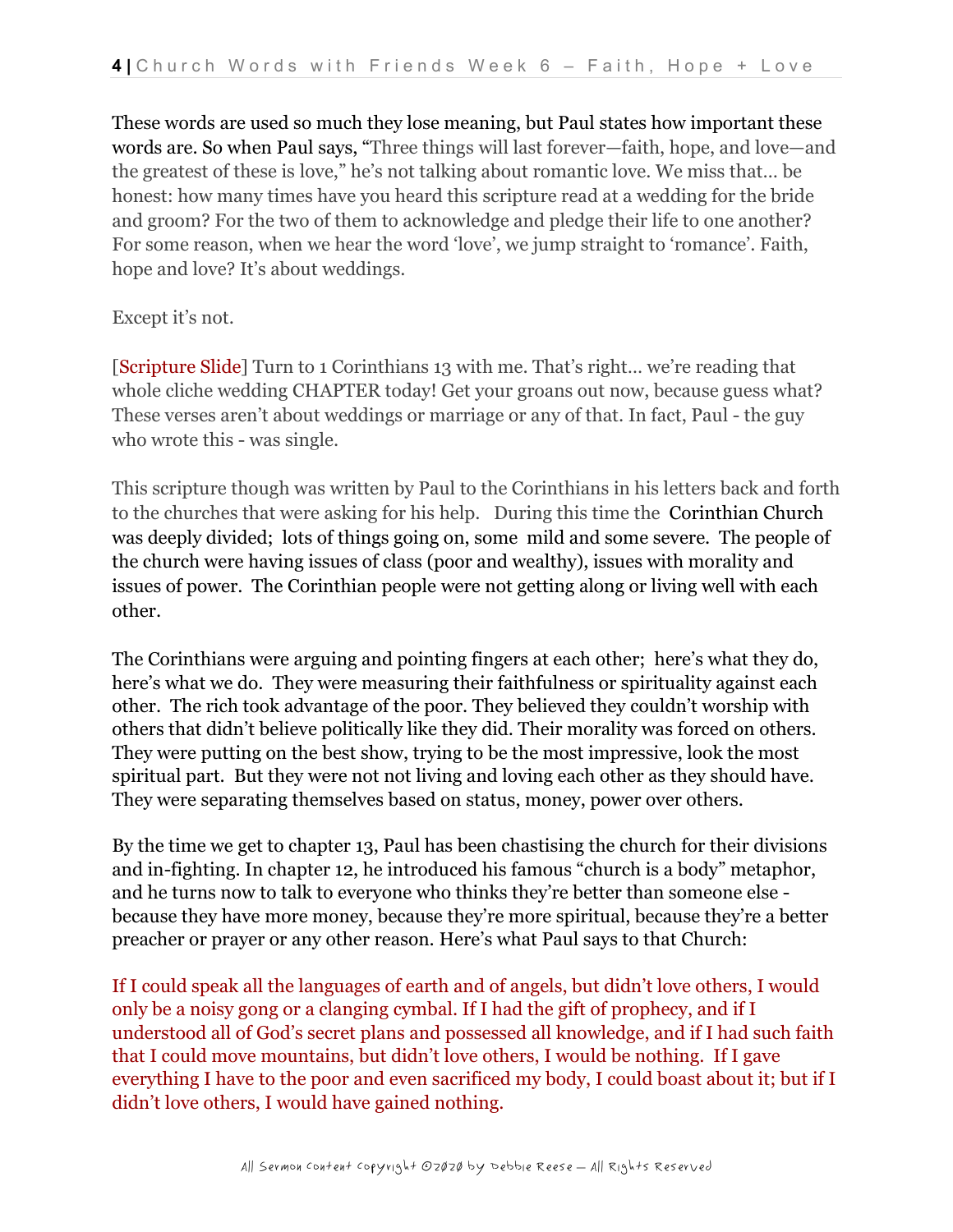These words are used so much they lose meaning, but Paul states how important these words are. So when Paul says, "Three things will last forever—faith, hope, and love—and the greatest of these is love," he's not talking about romantic love. We miss that… be honest: how many times have you heard this scripture read at a wedding for the bride and groom? For the two of them to acknowledge and pledge their life to one another? For some reason, when we hear the word 'love', we jump straight to 'romance'. Faith, hope and love? It's about weddings.

Except it's not.

[Scripture Slide] Turn to 1 Corinthians 13 with me. That's right… we're reading that whole cliche wedding CHAPTER today! Get your groans out now, because guess what? These verses aren't about weddings or marriage or any of that. In fact, Paul - the guy who wrote this - was single.

This scripture though was written by Paul to the Corinthians in his letters back and forth to the churches that were asking for his help. During this time the Corinthian Church was deeply divided; lots of things going on, some mild and some severe. The people of the church were having issues of class (poor and wealthy), issues with morality and issues of power. The Corinthian people were not getting along or living well with each other.

The Corinthians were arguing and pointing fingers at each other; here's what they do, here's what we do. They were measuring their faithfulness or spirituality against each other. The rich took advantage of the poor. They believed they couldn't worship with others that didn't believe politically like they did. Their morality was forced on others. They were putting on the best show, trying to be the most impressive, look the most spiritual part. But they were not not living and loving each other as they should have. They were separating themselves based on status, money, power over others.

By the time we get to chapter 13, Paul has been chastising the church for their divisions and in-fighting. In chapter 12, he introduced his famous "church is a body" metaphor, and he turns now to talk to everyone who thinks they're better than someone else - because they have more money, because they're more spiritual, because they're a better preacher or prayer or any other reason. Here's what Paul says to that Church:

If I could speak all the languages of earth and of angels, but didn't love others, I would only be a noisy gong or a clanging cymbal. If I had the gift of prophecy, and if I understood all of God's secret plans and possessed all knowledge, and if I had such faith that I could move mountains, but didn't love others, I would be nothing. If I gave everything I have to the poor and even sacrificed my body, I could boast about it; but if I didn't love others, I would have gained nothing.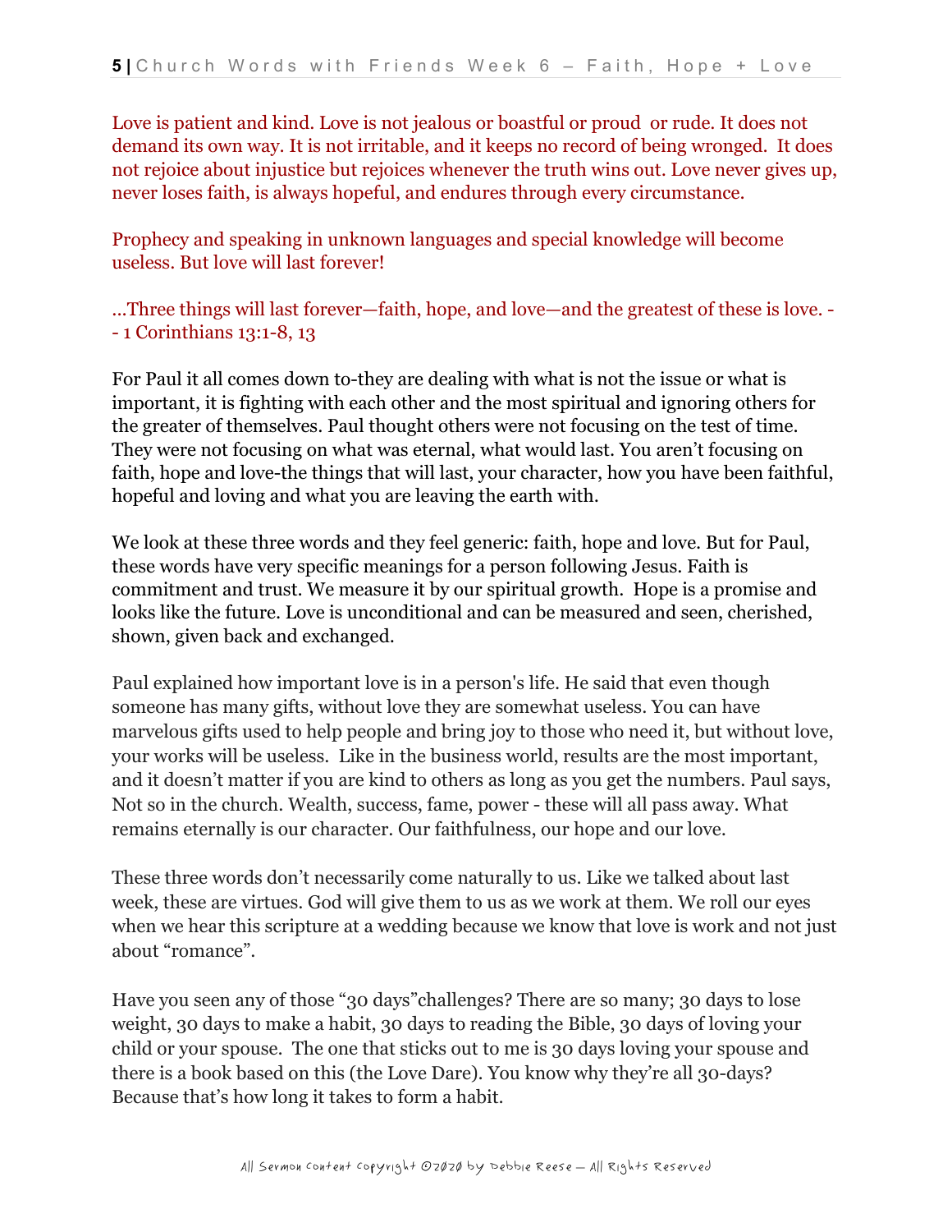Love is patient and kind. Love is not jealous or boastful or proud or rude. It does not demand its own way. It is not irritable, and it keeps no record of being wronged. It does not rejoice about injustice but rejoices whenever the truth wins out. Love never gives up, never loses faith, is always hopeful, and endures through every circumstance.

Prophecy and speaking in unknown languages and special knowledge will become useless. But love will last forever!

...Three things will last forever—faith, hope, and love—and the greatest of these is love. -- 1 Corinthians 13:1-8, 13

For Paul it all comes down to-they are dealing with what is not the issue or what is important, it is fighting with each other and the most spiritual and ignoring others for the greater of themselves. Paul thought others were not focusing on the test of time. They were not focusing on what was eternal, what would last. You aren't focusing on faith, hope and love-the things that will last, your character, how you have been faithful, hopeful and loving and what you are leaving the earth with.

We look at these three words and they feel generic: faith, hope and love. But for Paul, these words have very specific meanings for a person following Jesus. Faith is commitment and trust. We measure it by our spiritual growth. Hope is a promise and looks like the future. Love is unconditional and can be measured and seen, cherished, shown, given back and exchanged.

Paul explained how important love is in a person's life. He said that even though someone has many gifts, without love they are somewhat useless. You can have marvelous gifts used to help people and bring joy to those who need it, but without love, your works will be useless. Like in the business world, results are the most important, and it doesn't matter if you are kind to others as long as you get the numbers. Paul says, Not so in the church. Wealth, success, fame, power - these will all pass away. What remains eternally is our character. Our faithfulness, our hope and our love.

These three words don't necessarily come naturally to us. Like we talked about last week, these are virtues. God will give them to us as we work at them. We roll our eyes when we hear this scripture at a wedding because we know that love is work and not just about "romance".

Have you seen any of those "30 days"challenges? There are so many; 30 days to lose weight, 30 days to make a habit, 30 days to reading the Bible, 30 days of loving your child or your spouse. The one that sticks out to me is 30 days loving your spouse and there is a book based on this (the Love Dare). You know why they're all 30-days? Because that's how long it takes to form a habit.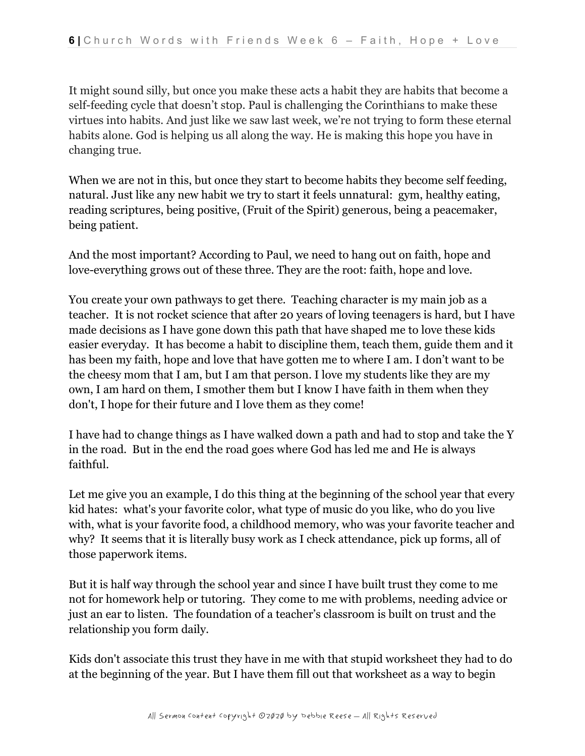It might sound silly, but once you make these acts a habit they are habits that become a self-feeding cycle that doesn't stop. Paul is challenging the Corinthians to make these virtues into habits. And just like we saw last week, we're not trying to form these eternal habits alone. God is helping us all along the way. He is making this hope you have in changing true.

When we are not in this, but once they start to become habits they become self feeding, natural. Just like any new habit we try to start it feels unnatural: gym, healthy eating, reading scriptures, being positive, (Fruit of the Spirit) generous, being a peacemaker, being patient.

And the most important? According to Paul, we need to hang out on faith, hope and love-everything grows out of these three. They are the root: faith, hope and love.

You create your own pathways to get there. Teaching character is my main job as a teacher. It is not rocket science that after 20 years of loving teenagers is hard, but I have made decisions as I have gone down this path that have shaped me to love these kids easier everyday. It has become a habit to discipline them, teach them, guide them and it has been my faith, hope and love that have gotten me to where I am. I don't want to be the cheesy mom that I am, but I am that person. I love my students like they are my own, I am hard on them, I smother them but I know I have faith in them when they don't, I hope for their future and I love them as they come!

I have had to change things as I have walked down a path and had to stop and take the Y in the road. But in the end the road goes where God has led me and He is always faithful.

Let me give you an example, I do this thing at the beginning of the school year that every kid hates: what's your favorite color, what type of music do you like, who do you live with, what is your favorite food, a childhood memory, who was your favorite teacher and why? It seems that it is literally busy work as I check attendance, pick up forms, all of those paperwork items.

But it is half way through the school year and since I have built trust they come to me not for homework help or tutoring. They come to me with problems, needing advice or just an ear to listen. The foundation of a teacher's classroom is built on trust and the relationship you form daily.

Kids don't associate this trust they have in me with that stupid worksheet they had to do at the beginning of the year. But I have them fill out that worksheet as a way to begin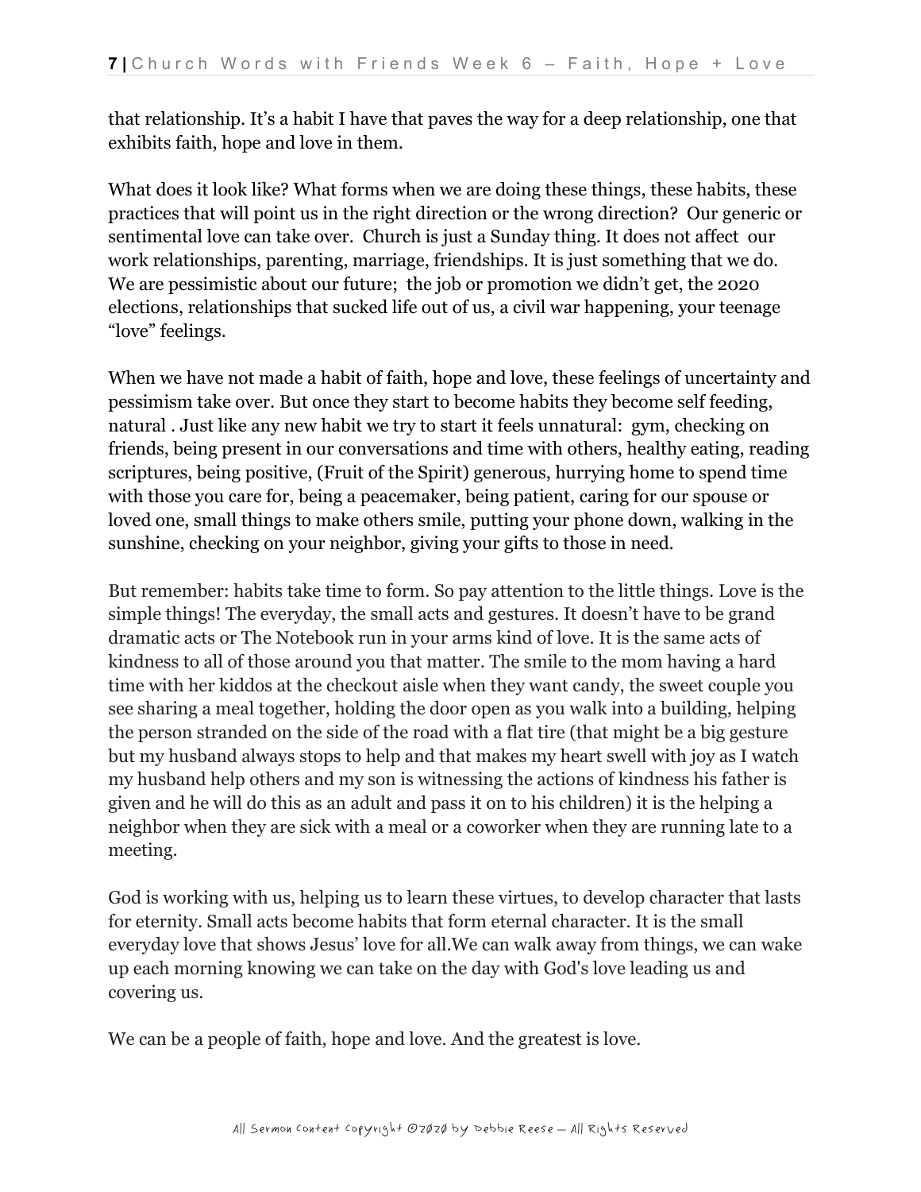that relationship. It's a habit I have that paves the way for a deep relationship, one that exhibits faith, hope and love in them.

What does it look like? What forms when we are doing these things, these habits, these practices that will point us in the right direction or the wrong direction? Our generic or sentimental love can take over. Church is just a Sunday thing. It does not affect our work relationships, parenting, marriage, friendships. It is just something that we do. We are pessimistic about our future; the job or promotion we didn't get, the 2020 elections, relationships that sucked life out of us, a civil war happening, your teenage "love" feelings.

When we have not made a habit of faith, hope and love, these feelings of uncertainty and pessimism take over. But once they start to become habits they become self feeding, natural . Just like any new habit we try to start it feels unnatural: gym, checking on friends, being present in our conversations and time with others, healthy eating, reading scriptures, being positive, (Fruit of the Spirit) generous, hurrying home to spend time with those you care for, being a peacemaker, being patient, caring for our spouse or loved one, small things to make others smile, putting your phone down, walking in the sunshine, checking on your neighbor, giving your gifts to those in need.

But remember: habits take time to form. So pay attention to the little things. Love is the simple things! The everyday, the small acts and gestures. It doesn't have to be grand dramatic acts or The Notebook run in your arms kind of love. It is the same acts of kindness to all of those around you that matter. The smile to the mom having a hard time with her kiddos at the checkout aisle when they want candy, the sweet couple you see sharing a meal together, holding the door open as you walk into a building, helping the person stranded on the side of the road with a flat tire (that might be a big gesture but my husband always stops to help and that makes my heart swell with joy as I watch my husband help others and my son is witnessing the actions of kindness his father is given and he will do this as an adult and pass it on to his children) it is the helping a neighbor when they are sick with a meal or a coworker when they are running late to a meeting.

God is working with us, helping us to learn these virtues, to develop character that lasts for eternity. Small acts become habits that form eternal character. It is the small everyday love that shows Jesus' love for all.We can walk away from things, we can wake up each morning knowing we can take on the day with God's love leading us and covering us.

We can be a people of faith, hope and love. And the greatest is love.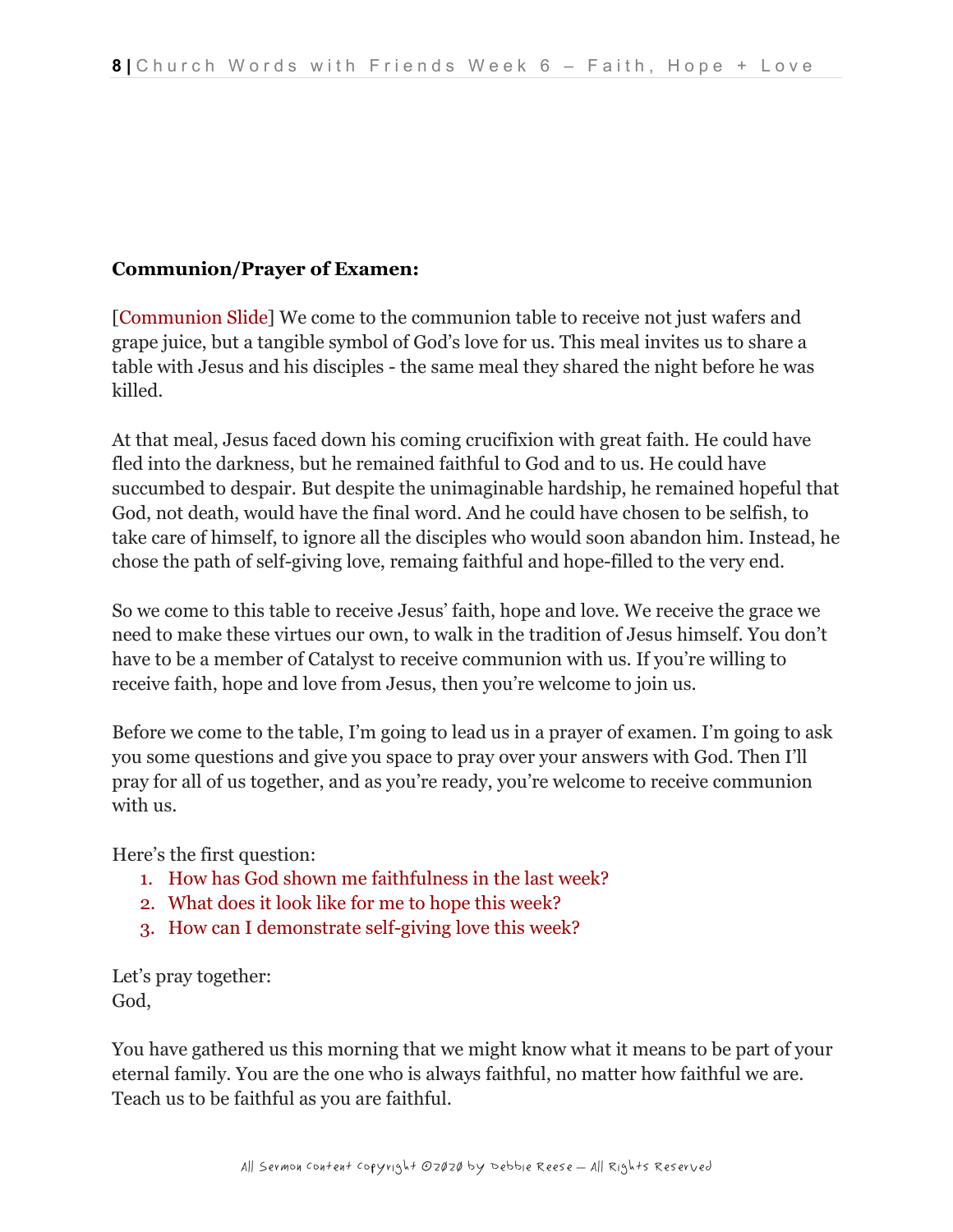**Communion/Prayer of Examen:**

[Communion Slide] We come to the communion table to receive not just wafers and grape juice, but a tangible symbol of God's love for us. This meal invites us to share a table with Jesus and his disciples - the same meal they shared the night before he was killed.

At that meal, Jesus faced down his coming crucifixion with great faith. He could have fled into the darkness, but he remained faithful to God and to us. He could have succumbed to despair. But despite the unimaginable hardship, he remained hopeful that God, not death, would have the final word. And he could have chosen to be selfish, to take care of himself, to ignore all the disciples who would soon abandon him. Instead, he chose the path of self-giving love, remaing faithful and hope-filled to the very end.

So we come to this table to receive Jesus' faith, hope and love. We receive the grace we need to make these virtues our own, to walk in the tradition of Jesus himself. You don't have to be a member of Catalyst to receive communion with us. If you're willing to receive faith, hope and love from Jesus, then you're welcome to join us.

Before we come to the table, I'm going to lead us in a prayer of examen. I'm going to ask you some questions and give you space to pray over your answers with God. Then I'll pray for all of us together, and as you're ready, you're welcome to receive communion with us.

Here's the first question:

1. How has God shown me faithfulness in the last week?
2. What does it look like for me to hope this week?
3. How can I demonstrate self-giving love this week?

Let's pray together:
God,

You have gathered us this morning that we might know what it means to be part of your eternal family. You are the one who is always faithful, no matter how faithful we are. Teach us to be faithful as you are faithful.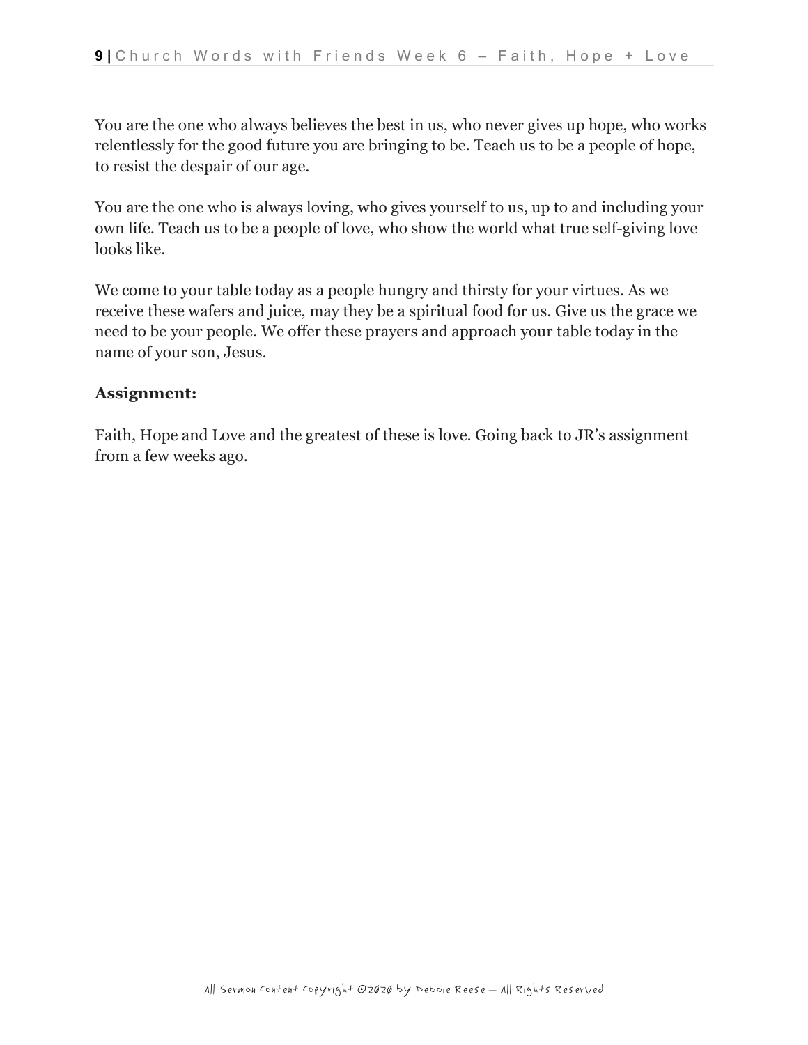You are the one who always believes the best in us, who never gives up hope, who works relentlessly for the good future you are bringing to be. Teach us to be a people of hope, to resist the despair of our age.

You are the one who is always loving, who gives yourself to us, up to and including your own life. Teach us to be a people of love, who show the world what true self-giving love looks like.

We come to your table today as a people hungry and thirsty for your virtues. As we receive these wafers and juice, may they be a spiritual food for us. Give us the grace we need to be your people. We offer these prayers and approach your table today in the name of your son, Jesus.

**Assignment:**

Faith, Hope and Love and the greatest of these is love. Going back to JR's assignment from a few weeks ago.